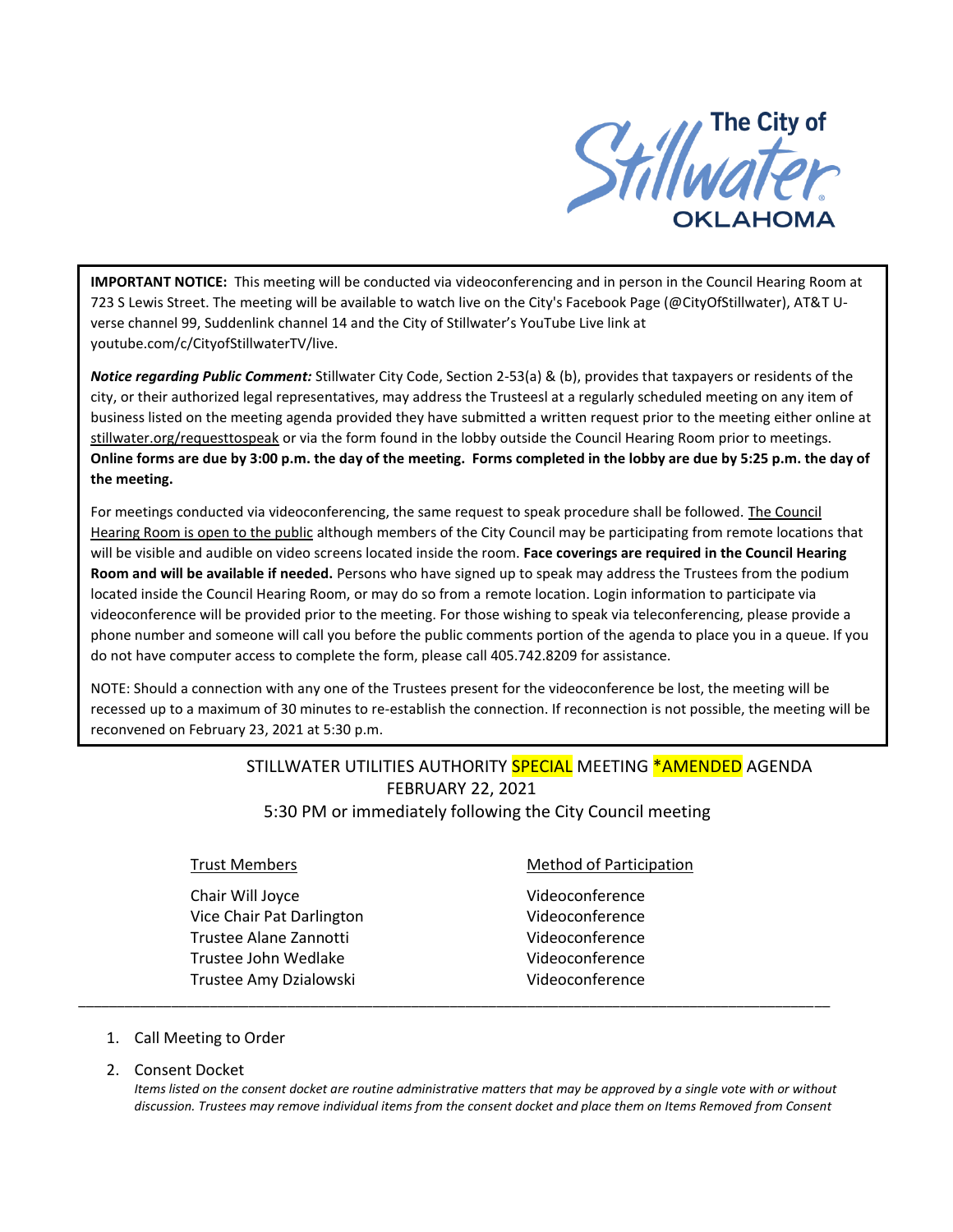The City of Stillwater OKLAHOMA

**IMPORTANT NOTICE:** This meeting will be conducted via videoconferencing and in person in the Council Hearing Room at 723 S Lewis Street. The meeting will be available to watch live on the City's Facebook Page (@CityOfStillwater), AT&T U-verse channel 99, Suddenlink channel 14 and the City of Stillwater's YouTube Live link at youtube.com/c/CityofStillwaterTV/live.

***Notice regarding Public Comment:*** Stillwater City Code, Section 2-53(a) & (b), provides that taxpayers or residents of the city, or their authorized legal representatives, may address the Trusteesl at a regularly scheduled meeting on any item of business listed on the meeting agenda provided they have submitted a written request prior to the meeting either online at stillwater.org/requesttospeak or via the form found in the lobby outside the Council Hearing Room prior to meetings. **Online forms are due by 3:00 p.m. the day of the meeting. Forms completed in the lobby are due by 5:25 p.m. the day of the meeting.**

For meetings conducted via videoconferencing, the same request to speak procedure shall be followed. The Council Hearing Room is open to the public although members of the City Council may be participating from remote locations that will be visible and audible on video screens located inside the room. **Face coverings are required in the Council Hearing Room and will be available if needed.** Persons who have signed up to speak may address the Trustees from the podium located inside the Council Hearing Room, or may do so from a remote location. Login information to participate via videoconference will be provided prior to the meeting. For those wishing to speak via teleconferencing, please provide a phone number and someone will call you before the public comments portion of the agenda to place you in a queue. If you do not have computer access to complete the form, please call 405.742.8209 for assistance.

NOTE: Should a connection with any one of the Trustees present for the videoconference be lost, the meeting will be recessed up to a maximum of 30 minutes to re-establish the connection. If reconnection is not possible, the meeting will be reconvened on February 23, 2021 at 5:30 p.m.

STILLWATER UTILITIES AUTHORITY SPECIAL MEETING *AMENDED AGENDA
FEBRUARY 22, 2021
5:30 PM or immediately following the City Council meeting

| Trust Members | Method of Participation |
|---|---|
| Chair Will Joyce | Videoconference |
| Vice Chair Pat Darlington | Videoconference |
| Trustee Alane Zannotti | Videoconference |
| Trustee John Wedlake | Videoconference |
| Trustee Amy Dzialowski | Videoconference |

---

1. Call Meeting to Order
2. Consent Docket
   *Items listed on the consent docket are routine administrative matters that may be approved by a single vote with or without discussion. Trustees may remove individual items from the consent docket and place them on Items Removed from Consent*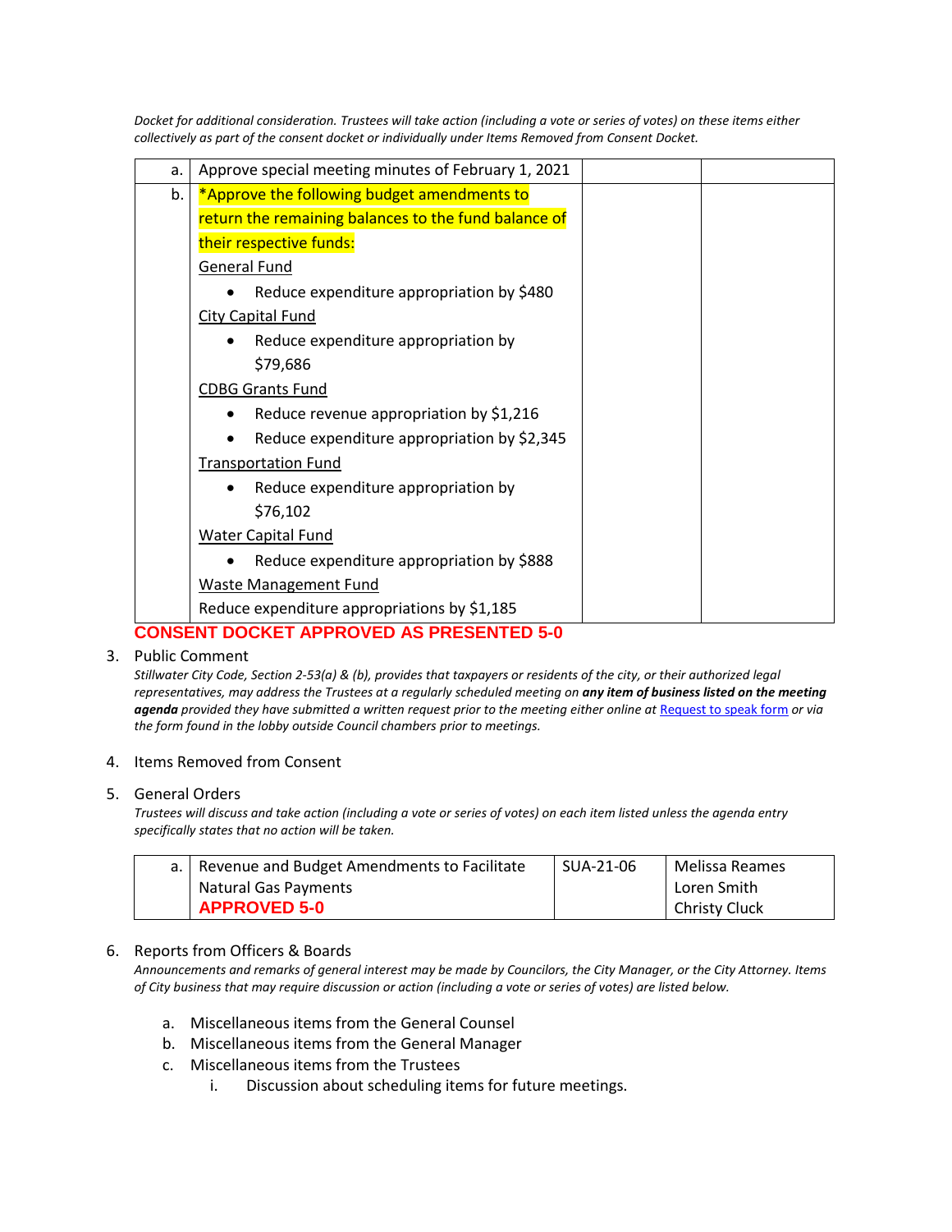*Docket for additional consideration. Trustees will take action (including a vote or series of votes) on these items either collectively as part of the consent docket or individually under Items Removed from Consent Docket.*

| | | | |
|---|---|---|---|
| a. | Approve special meeting minutes of February 1, 2021 | | |
| b. | *Approve the following budget amendments to return the remaining balances to the fund balance of their respective funds:<br>General Fund<br>• Reduce expenditure appropriation by $480<br>City Capital Fund<br>• Reduce expenditure appropriation by $79,686<br>CDBG Grants Fund<br>• Reduce revenue appropriation by $1,216<br>• Reduce expenditure appropriation by $2,345<br>Transportation Fund<br>• Reduce expenditure appropriation by $76,102<br>Water Capital Fund<br>• Reduce expenditure appropriation by $888<br>Waste Management Fund<br>Reduce expenditure appropriations by $1,185 | | |

**CONSENT DOCKET APPROVED AS PRESENTED 5-0**

3. Public Comment

   *Stillwater City Code, Section 2-53(a) & (b), provides that taxpayers or residents of the city, or their authorized legal representatives, may address the Trustees at a regularly scheduled meeting on **any item of business listed on the meeting agenda** provided they have submitted a written request prior to the meeting either online at Request to speak form or via the form found in the lobby outside Council chambers prior to meetings.*

4. Items Removed from Consent

5. General Orders

   *Trustees will discuss and take action (including a vote or series of votes) on each item listed unless the agenda entry specifically states that no action will be taken.*

| | | | |
|---|---|---|---|
| a. | Revenue and Budget Amendments to Facilitate Natural Gas Payments<br>**APPROVED 5-0** | SUA-21-06 | Melissa Reames<br>Loren Smith<br>Christy Cluck |

6. Reports from Officers & Boards

   *Announcements and remarks of general interest may be made by Councilors, the City Manager, or the City Attorney. Items of City business that may require discussion or action (including a vote or series of votes) are listed below.*

   a. Miscellaneous items from the General Counsel
   b. Miscellaneous items from the General Manager
   c. Miscellaneous items from the Trustees
      i. Discussion about scheduling items for future meetings.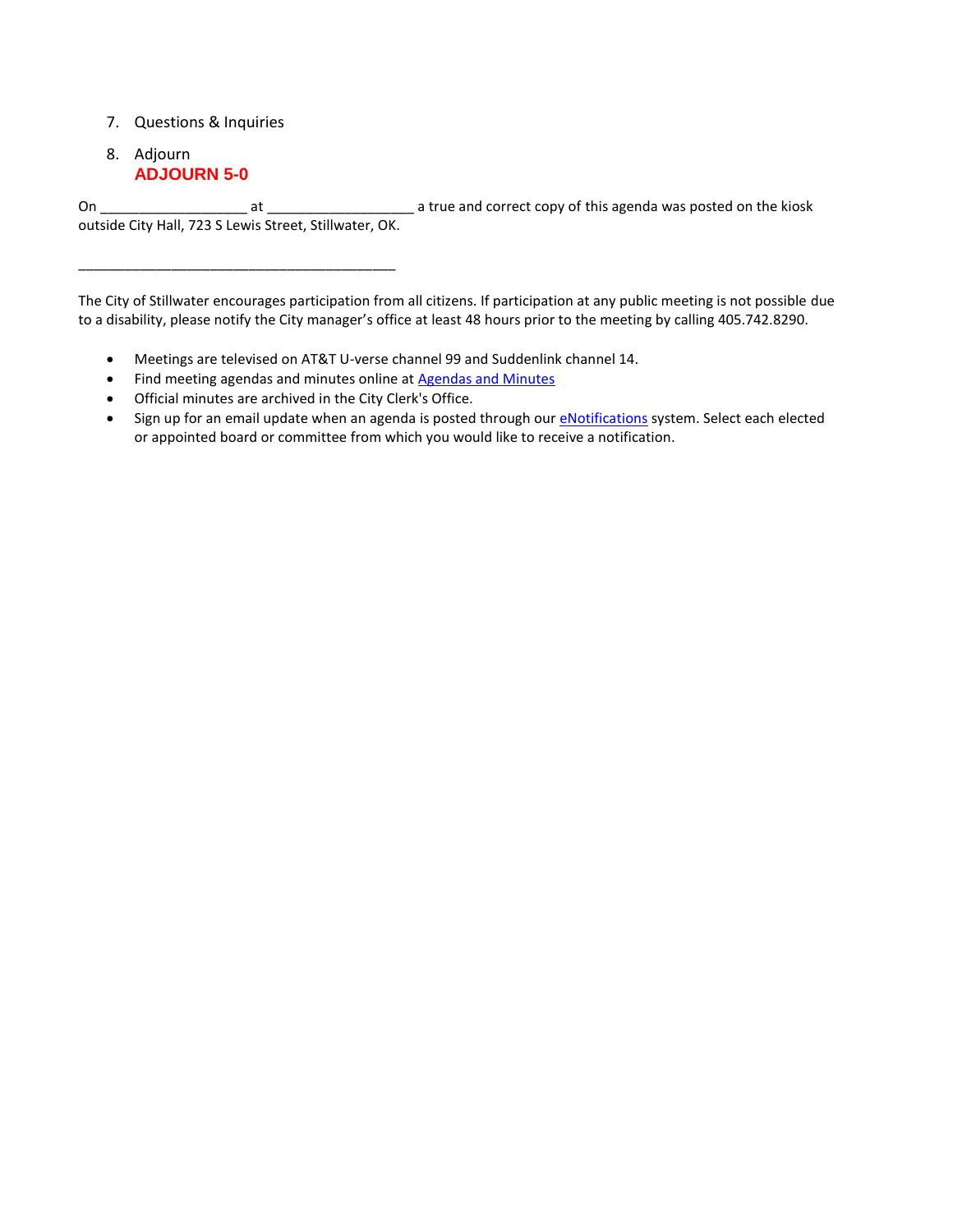7. Questions & Inquiries

8. Adjourn
   **ADJOURN 5-0**

On ___________________ at ___________________ a true and correct copy of this agenda was posted on the kiosk outside City Hall, 723 S Lewis Street, Stillwater, OK.

_________________________________________

The City of Stillwater encourages participation from all citizens. If participation at any public meeting is not possible due to a disability, please notify the City manager's office at least 48 hours prior to the meeting by calling 405.742.8290.

- Meetings are televised on AT&T U-verse channel 99 and Suddenlink channel 14.
- Find meeting agendas and minutes online at Agendas and Minutes
- Official minutes are archived in the City Clerk's Office.
- Sign up for an email update when an agenda is posted through our eNotifications system. Select each elected or appointed board or committee from which you would like to receive a notification.